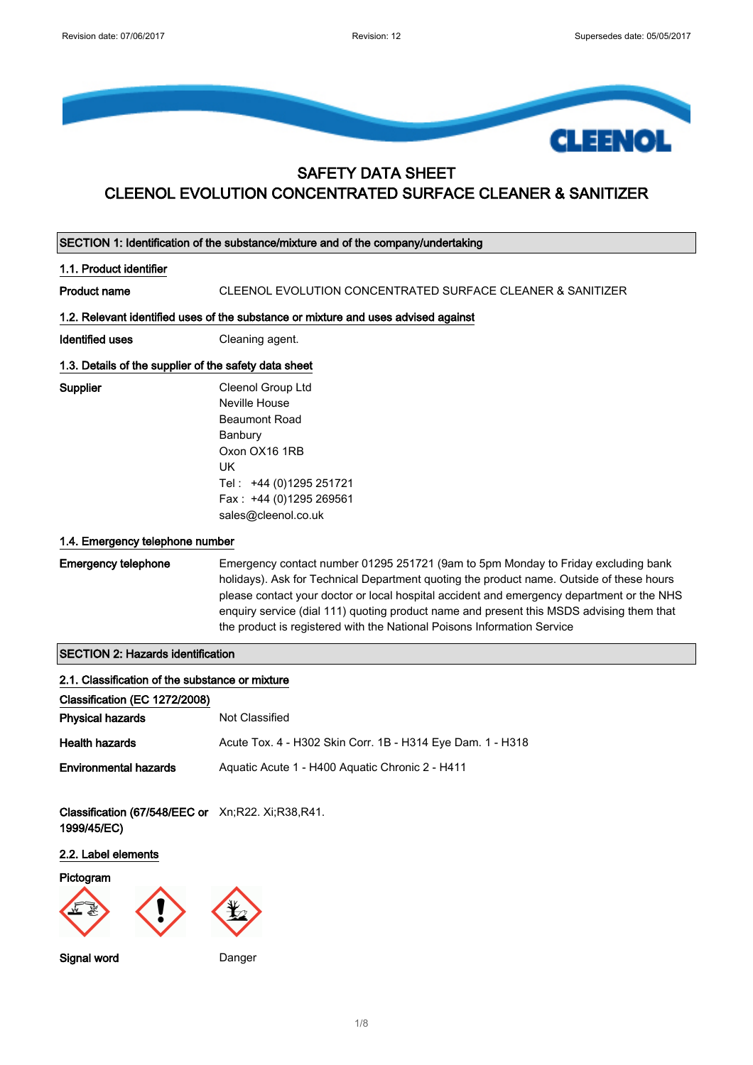Revision date: 07/06/2017 | Revision: 12 | Supersedes date: 05/05/2017

# SAFETY DATA SHEET
# CLEENOL EVOLUTION CONCENTRATED SURFACE CLEANER & SANITIZER

## SECTION 1: Identification of the substance/mixture and of the company/undertaking

### 1.1. Product identifier

**Product name** CLEENOL EVOLUTION CONCENTRATED SURFACE CLEANER & SANITIZER

### 1.2. Relevant identified uses of the substance or mixture and uses advised against

**Identified uses** Cleaning agent.

### 1.3. Details of the supplier of the safety data sheet

**Supplier**
Cleenol Group Ltd
Neville House
Beaumont Road
Banbury
Oxon OX16 1RB
UK
Tel : +44 (0)1295 251721
Fax : +44 (0)1295 269561
sales@cleenol.co.uk

### 1.4. Emergency telephone number

**Emergency telephone** Emergency contact number 01295 251721 (9am to 5pm Monday to Friday excluding bank holidays). Ask for Technical Department quoting the product name. Outside of these hours please contact your doctor or local hospital accident and emergency department or the NHS enquiry service (dial 111) quoting product name and present this MSDS advising them that the product is registered with the National Poisons Information Service

## SECTION 2: Hazards identification

### 2.1. Classification of the substance or mixture

**Classification (EC 1272/2008)**

**Physical hazards** Not Classified

**Health hazards** Acute Tox. 4 - H302 Skin Corr. 1B - H314 Eye Dam. 1 - H318

**Environmental hazards** Aquatic Acute 1 - H400 Aquatic Chronic 2 - H411

**Classification (67/548/EEC or 1999/45/EC)** Xn;R22. Xi;R38,R41.

### 2.2. Label elements

**Pictogram**

**Signal word** Danger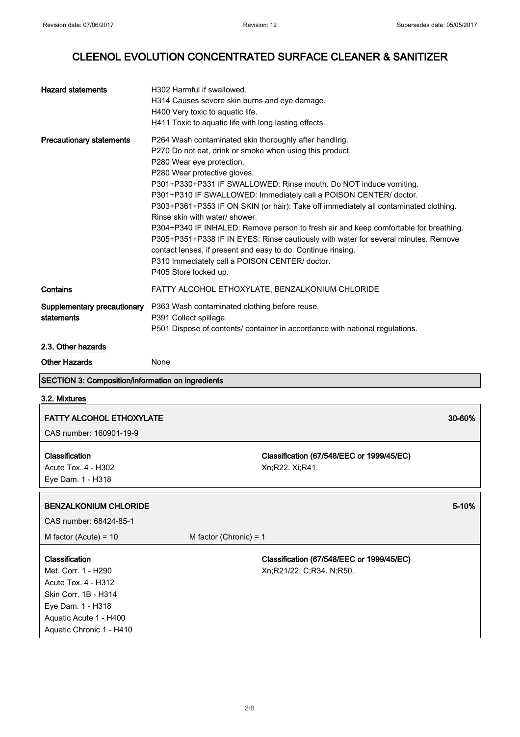# CLEENOL EVOLUTION CONCENTRATED SURFACE CLEANER & SANITIZER

| | |
|---|---|
| **Hazard statements** | H302 Harmful if swallowed.<br>H314 Causes severe skin burns and eye damage.<br>H400 Very toxic to aquatic life.<br>H411 Toxic to aquatic life with long lasting effects. |
| **Precautionary statements** | P264 Wash contaminated skin thoroughly after handling.<br>P270 Do not eat, drink or smoke when using this product.<br>P280 Wear eye protection.<br>P280 Wear protective gloves.<br>P301+P330+P331 IF SWALLOWED: Rinse mouth. Do NOT induce vomiting.<br>P301+P310 IF SWALLOWED: Immediately call a POISON CENTER/ doctor.<br>P303+P361+P353 IF ON SKIN (or hair): Take off immediately all contaminated clothing. Rinse skin with water/ shower.<br>P304+P340 IF INHALED: Remove person to fresh air and keep comfortable for breathing.<br>P305+P351+P338 IF IN EYES: Rinse cautiously with water for several minutes. Remove contact lenses, if present and easy to do. Continue rinsing.<br>P310 Immediately call a POISON CENTER/ doctor.<br>P405 Store locked up. |
| **Contains** | FATTY ALCOHOL ETHOXYLATE, BENZALKONIUM CHLORIDE |
| **Supplementary precautionary statements** | P363 Wash contaminated clothing before reuse.<br>P391 Collect spillage.<br>P501 Dispose of contents/ container in accordance with national regulations. |

### 2.3. Other hazards

**Other Hazards** None

## SECTION 3: Composition/information on ingredients

### 3.2. Mixtures

**FATTY ALCOHOL ETHOXYLATE** 30-60%

CAS number: 160901-19-9

| **Classification** | **Classification (67/548/EEC or 1999/45/EC)** |
|---|---|
| Acute Tox. 4 - H302<br>Eye Dam. 1 - H318 | Xn;R22. Xi;R41. |

**BENZALKONIUM CHLORIDE** 5-10%

CAS number: 68424-85-1

M factor (Acute) = 10 M factor (Chronic) = 1

| **Classification** | **Classification (67/548/EEC or 1999/45/EC)** |
|---|---|
| Met. Corr. 1 - H290<br>Acute Tox. 4 - H312<br>Skin Corr. 1B - H314<br>Eye Dam. 1 - H318<br>Aquatic Acute 1 - H400<br>Aquatic Chronic 1 - H410 | Xn;R21/22. C;R34. N;R50. |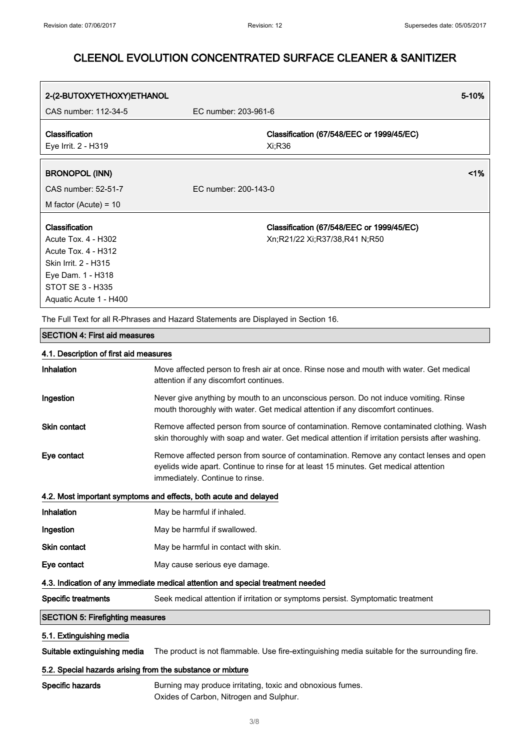| 2-(2-BUTOXYETHOXY)ETHANOL | | 5-10% |
|---|---|---|
| CAS number: 112-34-5 | EC number: 203-961-6 | |
| **Classification**<br>Eye Irrit. 2 - H319 | **Classification (67/548/EEC or 1999/45/EC)**<br>Xi;R36 | |

| BRONOPOL (INN) | | <1% |
|---|---|---|
| CAS number: 52-51-7 | EC number: 200-143-0 | |
| M factor (Acute) = 10 | | |
| **Classification**<br>Acute Tox. 4 - H302<br>Acute Tox. 4 - H312<br>Skin Irrit. 2 - H315<br>Eye Dam. 1 - H318<br>STOT SE 3 - H335<br>Aquatic Acute 1 - H400 | **Classification (67/548/EEC or 1999/45/EC)**<br>Xn;R21/22 Xi;R37/38,R41 N;R50 | |

The Full Text for all R-Phrases and Hazard Statements are Displayed in Section 16.

## SECTION 4: First aid measures

### 4.1. Description of first aid measures

**Inhalation** Move affected person to fresh air at once. Rinse nose and mouth with water. Get medical attention if any discomfort continues.

**Ingestion** Never give anything by mouth to an unconscious person. Do not induce vomiting. Rinse mouth thoroughly with water. Get medical attention if any discomfort continues.

**Skin contact** Remove affected person from source of contamination. Remove contaminated clothing. Wash skin thoroughly with soap and water. Get medical attention if irritation persists after washing.

**Eye contact** Remove affected person from source of contamination. Remove any contact lenses and open eyelids wide apart. Continue to rinse for at least 15 minutes. Get medical attention immediately. Continue to rinse.

### 4.2. Most important symptoms and effects, both acute and delayed

**Inhalation** May be harmful if inhaled.

**Ingestion** May be harmful if swallowed.

**Skin contact** May be harmful in contact with skin.

**Eye contact** May cause serious eye damage.

### 4.3. Indication of any immediate medical attention and special treatment needed

**Specific treatments** Seek medical attention if irritation or symptoms persist. Symptomatic treatment

## SECTION 5: Firefighting measures

### 5.1. Extinguishing media

**Suitable extinguishing media** The product is not flammable. Use fire-extinguishing media suitable for the surrounding fire.

### 5.2. Special hazards arising from the substance or mixture

**Specific hazards** Burning may produce irritating, toxic and obnoxious fumes.
Oxides of Carbon, Nitrogen and Sulphur.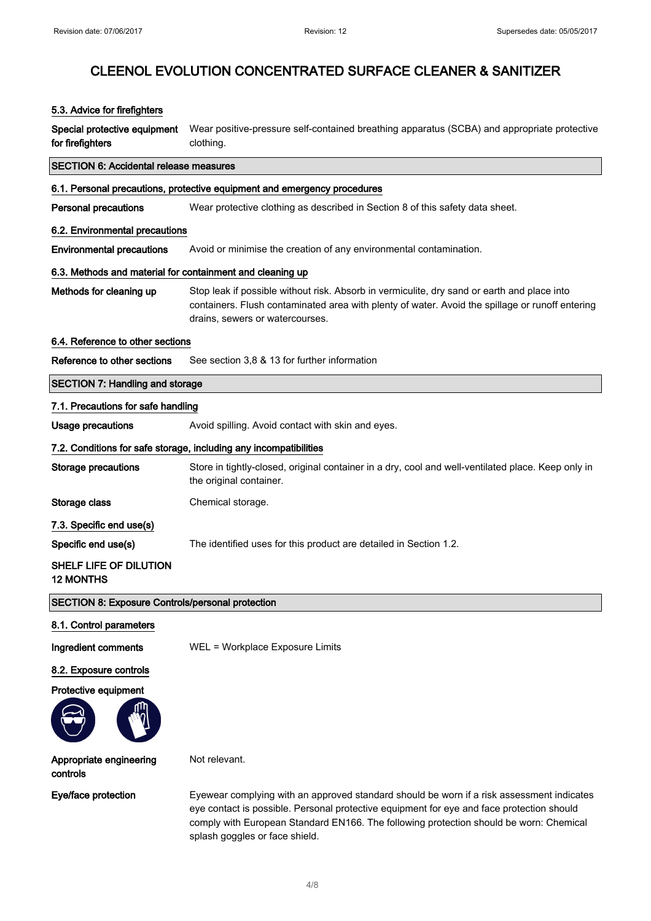# CLEENOL EVOLUTION CONCENTRATED SURFACE CLEANER & SANITIZER

### 5.3. Advice for firefighters

**Special protective equipment for firefighters** Wear positive-pressure self-contained breathing apparatus (SCBA) and appropriate protective clothing.

## SECTION 6: Accidental release measures

### 6.1. Personal precautions, protective equipment and emergency procedures

**Personal precautions** Wear protective clothing as described in Section 8 of this safety data sheet.

### 6.2. Environmental precautions

**Environmental precautions** Avoid or minimise the creation of any environmental contamination.

### 6.3. Methods and material for containment and cleaning up

**Methods for cleaning up** Stop leak if possible without risk. Absorb in vermiculite, dry sand or earth and place into containers. Flush contaminated area with plenty of water. Avoid the spillage or runoff entering drains, sewers or watercourses.

### 6.4. Reference to other sections

**Reference to other sections** See section 3,8 & 13 for further information

## SECTION 7: Handling and storage

### 7.1. Precautions for safe handling

**Usage precautions** Avoid spilling. Avoid contact with skin and eyes.

### 7.2. Conditions for safe storage, including any incompatibilities

**Storage precautions** Store in tightly-closed, original container in a dry, cool and well-ventilated place. Keep only in the original container.

**Storage class** Chemical storage.

### 7.3. Specific end use(s)

**Specific end use(s)** The identified uses for this product are detailed in Section 1.2.

**SHELF LIFE OF DILUTION 12 MONTHS**

## SECTION 8: Exposure Controls/personal protection

### 8.1. Control parameters

**Ingredient comments** WEL = Workplace Exposure Limits

### 8.2. Exposure controls

**Protective equipment**

**Appropriate engineering controls** Not relevant.

**Eye/face protection** Eyewear complying with an approved standard should be worn if a risk assessment indicates eye contact is possible. Personal protective equipment for eye and face protection should comply with European Standard EN166. The following protection should be worn: Chemical splash goggles or face shield.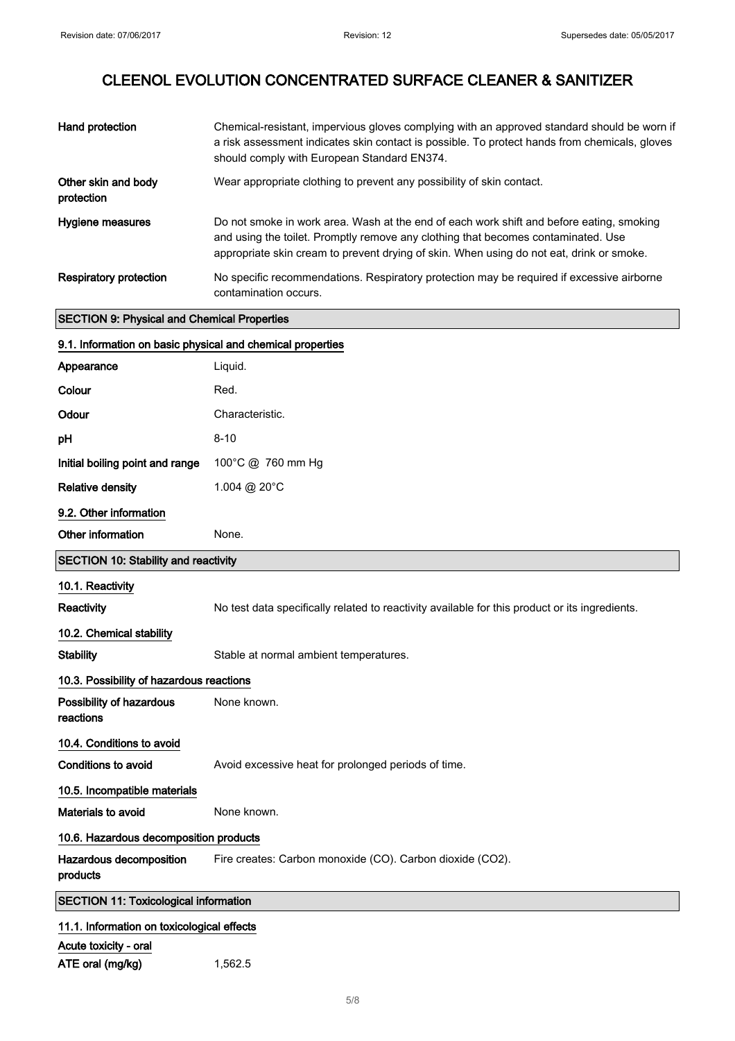# CLEENOL EVOLUTION CONCENTRATED SURFACE CLEANER & SANITIZER

| | |
|---|---|
| **Hand protection** | Chemical-resistant, impervious gloves complying with an approved standard should be worn if a risk assessment indicates skin contact is possible. To protect hands from chemicals, gloves should comply with European Standard EN374. |
| **Other skin and body protection** | Wear appropriate clothing to prevent any possibility of skin contact. |
| **Hygiene measures** | Do not smoke in work area. Wash at the end of each work shift and before eating, smoking and using the toilet. Promptly remove any clothing that becomes contaminated. Use appropriate skin cream to prevent drying of skin. When using do not eat, drink or smoke. |
| **Respiratory protection** | No specific recommendations. Respiratory protection may be required if excessive airborne contamination occurs. |

## SECTION 9: Physical and Chemical Properties

### 9.1. Information on basic physical and chemical properties

| | |
|---|---|
| **Appearance** | Liquid. |
| **Colour** | Red. |
| **Odour** | Characteristic. |
| **pH** | 8-10 |
| **Initial boiling point and range** | 100°C @ 760 mm Hg |
| **Relative density** | 1.004 @ 20°C |

### 9.2. Other information

| | |
|---|---|
| **Other information** | None. |

## SECTION 10: Stability and reactivity

### 10.1. Reactivity

| | |
|---|---|
| **Reactivity** | No test data specifically related to reactivity available for this product or its ingredients. |

### 10.2. Chemical stability

| | |
|---|---|
| **Stability** | Stable at normal ambient temperatures. |

### 10.3. Possibility of hazardous reactions

| | |
|---|---|
| **Possibility of hazardous reactions** | None known. |

### 10.4. Conditions to avoid

| | |
|---|---|
| **Conditions to avoid** | Avoid excessive heat for prolonged periods of time. |

### 10.5. Incompatible materials

| | |
|---|---|
| **Materials to avoid** | None known. |

### 10.6. Hazardous decomposition products

| | |
|---|---|
| **Hazardous decomposition products** | Fire creates: Carbon monoxide (CO). Carbon dioxide ($CO_2$). |

## SECTION 11: Toxicological information

### 11.1. Information on toxicological effects

**Acute toxicity - oral**

| | |
|---|---|
| **ATE oral (mg/kg)** | 1,562.5 |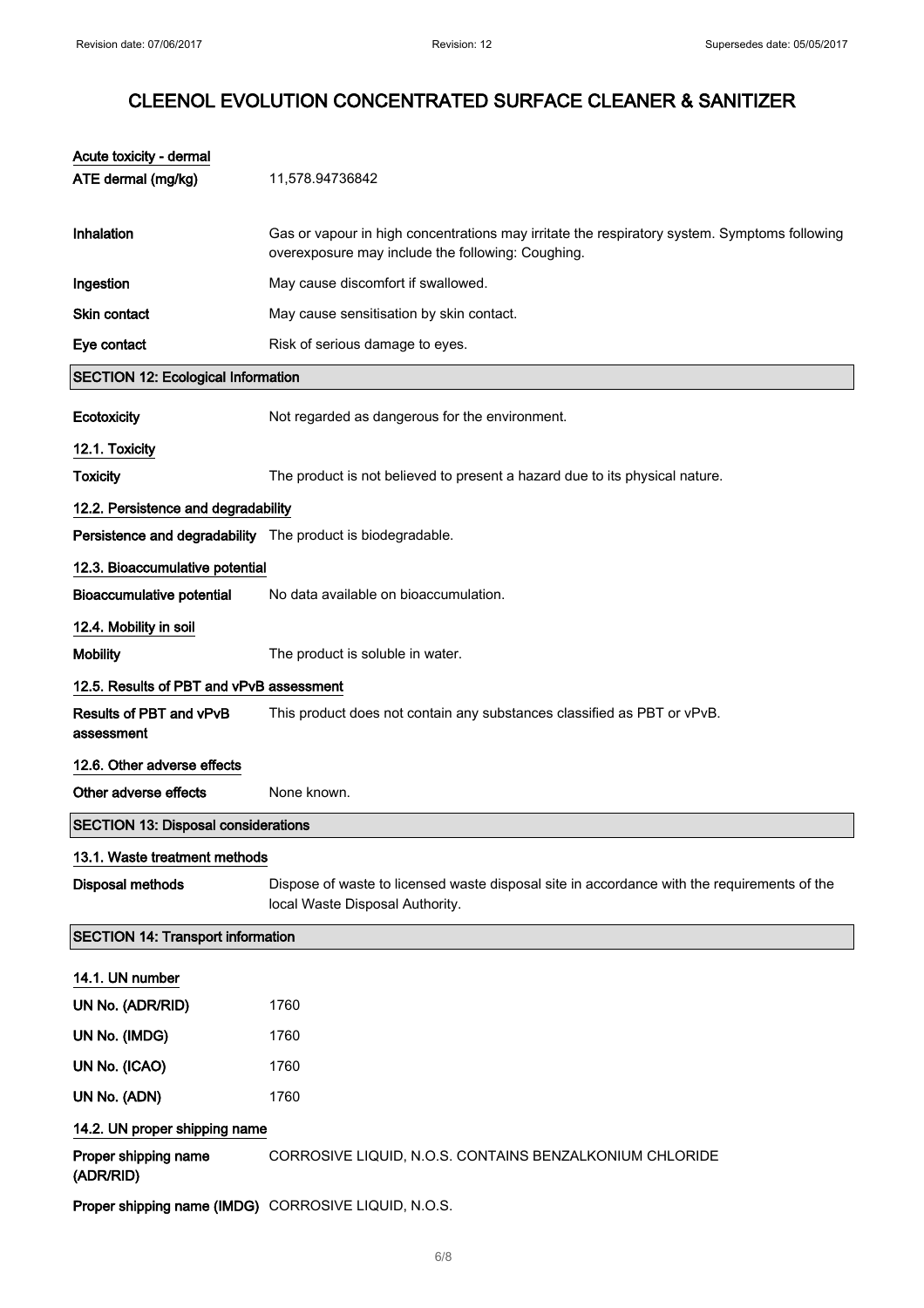# CLEENOL EVOLUTION CONCENTRATED SURFACE CLEANER & SANITIZER

**Acute toxicity - dermal**

| | |
|---|---|
| **ATE dermal (mg/kg)** | 11,578.94736842 |
| **Inhalation** | Gas or vapour in high concentrations may irritate the respiratory system. Symptoms following overexposure may include the following: Coughing. |
| **Ingestion** | May cause discomfort if swallowed. |
| **Skin contact** | May cause sensitisation by skin contact. |
| **Eye contact** | Risk of serious damage to eyes. |

## SECTION 12: Ecological Information

**Ecotoxicity** Not regarded as dangerous for the environment.

### 12.1. Toxicity

**Toxicity** The product is not believed to present a hazard due to its physical nature.

### 12.2. Persistence and degradability

**Persistence and degradability** The product is biodegradable.

### 12.3. Bioaccumulative potential

**Bioaccumulative potential** No data available on bioaccumulation.

### 12.4. Mobility in soil

**Mobility** The product is soluble in water.

### 12.5. Results of PBT and vPvB assessment

**Results of PBT and vPvB assessment** This product does not contain any substances classified as PBT or vPvB.

### 12.6. Other adverse effects

**Other adverse effects** None known.

## SECTION 13: Disposal considerations

### 13.1. Waste treatment methods

**Disposal methods** Dispose of waste to licensed waste disposal site in accordance with the requirements of the local Waste Disposal Authority.

## SECTION 14: Transport information

### 14.1. UN number

| | |
|---|---|
| **UN No. (ADR/RID)** | 1760 |
| **UN No. (IMDG)** | 1760 |
| **UN No. (ICAO)** | 1760 |
| **UN No. (ADN)** | 1760 |

### 14.2. UN proper shipping name

**Proper shipping name (ADR/RID)** CORROSIVE LIQUID, N.O.S. CONTAINS BENZALKONIUM CHLORIDE

**Proper shipping name (IMDG)** CORROSIVE LIQUID, N.O.S.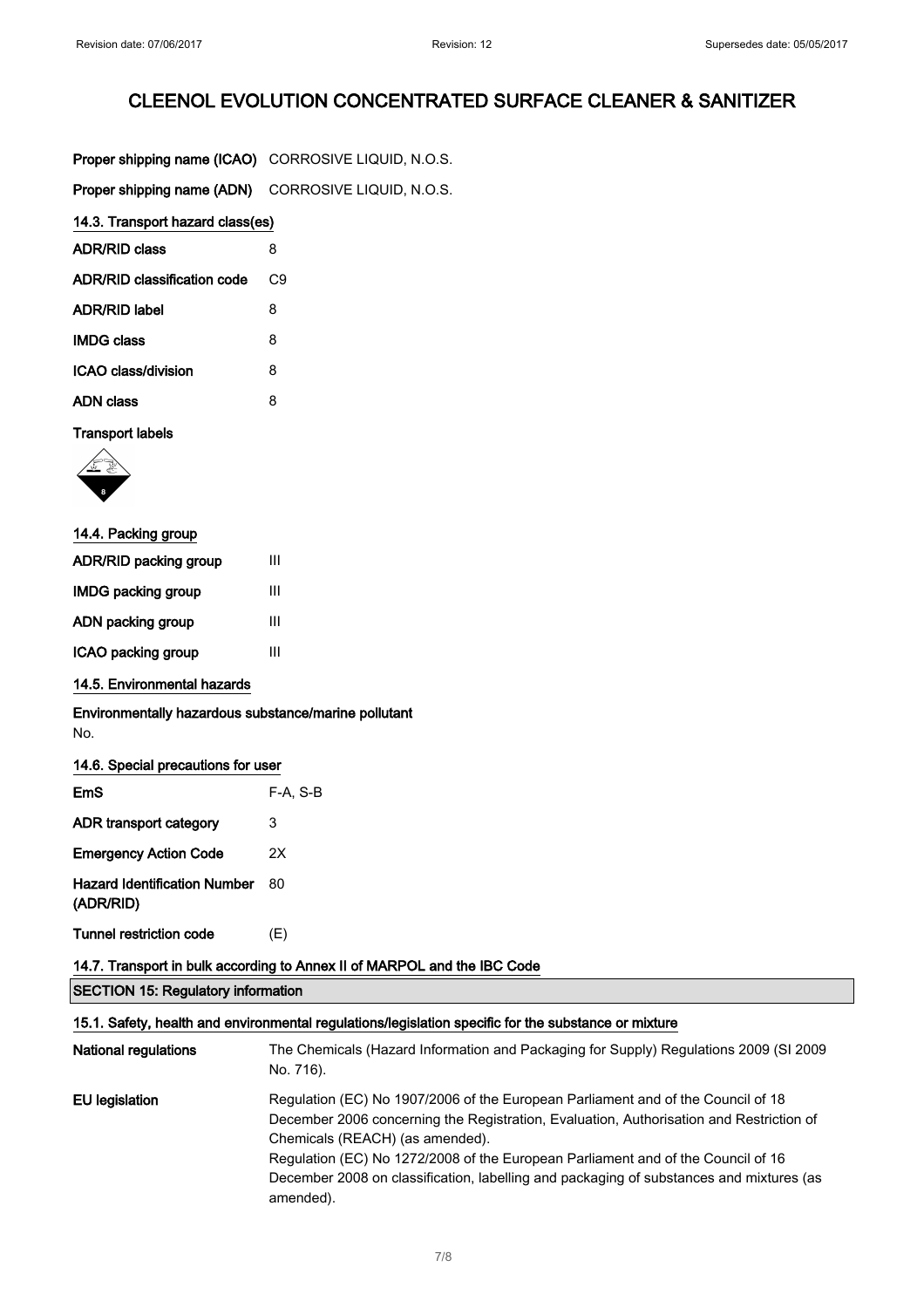# CLEENOL EVOLUTION CONCENTRATED SURFACE CLEANER & SANITIZER

| | |
|---|---|
| **Proper shipping name (ICAO)** | CORROSIVE LIQUID, N.O.S. |
| **Proper shipping name (ADN)** | CORROSIVE LIQUID, N.O.S. |

### 14.3. Transport hazard class(es)

| | |
|---|---|
| **ADR/RID class** | 8 |
| **ADR/RID classification code** | C9 |
| **ADR/RID label** | 8 |
| **IMDG class** | 8 |
| **ICAO class/division** | 8 |
| **ADN class** | 8 |

**Transport labels**

### 14.4. Packing group

| | |
|---|---|
| **ADR/RID packing group** | III |
| **IMDG packing group** | III |
| **ADN packing group** | III |
| **ICAO packing group** | III |

### 14.5. Environmental hazards

**Environmentally hazardous substance/marine pollutant**

No.

### 14.6. Special precautions for user

| | |
|---|---|
| **EmS** | F-A, S-B |
| **ADR transport category** | 3 |
| **Emergency Action Code** | 2X |
| **Hazard Identification Number (ADR/RID)** | 80 |
| **Tunnel restriction code** | (E) |

### 14.7. Transport in bulk according to Annex II of MARPOL and the IBC Code

## SECTION 15: Regulatory information

### 15.1. Safety, health and environmental regulations/legislation specific for the substance or mixture

| | |
|---|---|
| **National regulations** | The Chemicals (Hazard Information and Packaging for Supply) Regulations 2009 (SI 2009 No. 716). |
| **EU legislation** | Regulation (EC) No 1907/2006 of the European Parliament and of the Council of 18 December 2006 concerning the Registration, Evaluation, Authorisation and Restriction of Chemicals (REACH) (as amended). Regulation (EC) No 1272/2008 of the European Parliament and of the Council of 16 December 2008 on classification, labelling and packaging of substances and mixtures (as amended). |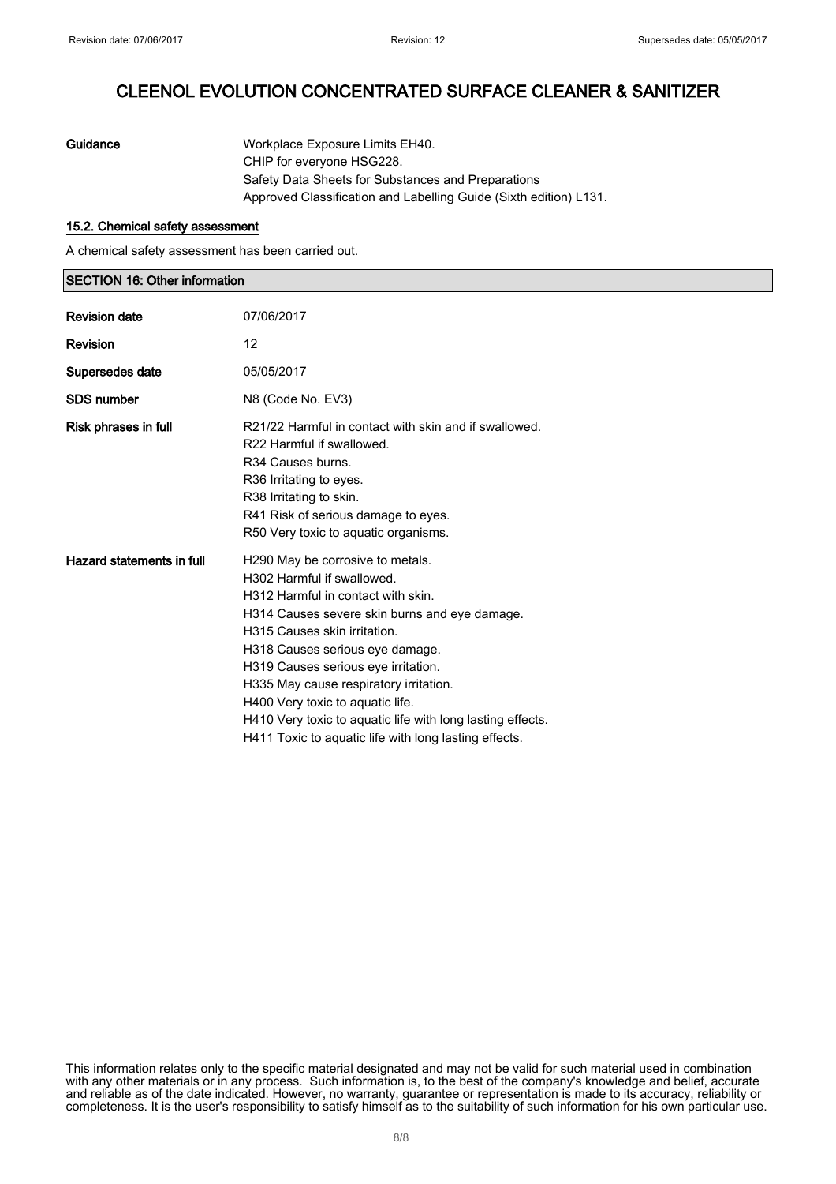# CLEENOL EVOLUTION CONCENTRATED SURFACE CLEANER & SANITIZER

| | |
|---|---|
| **Guidance** | Workplace Exposure Limits EH40.<br>CHIP for everyone HSG228.<br>Safety Data Sheets for Substances and Preparations<br>Approved Classification and Labelling Guide (Sixth edition) L131. |

### 15.2. Chemical safety assessment

A chemical safety assessment has been carried out.

## SECTION 16: Other information

| | |
|---|---|
| **Revision date** | 07/06/2017 |
| **Revision** | 12 |
| **Supersedes date** | 05/05/2017 |
| **SDS number** | N8 (Code No. EV3) |
| **Risk phrases in full** | R21/22 Harmful in contact with skin and if swallowed.<br>R22 Harmful if swallowed.<br>R34 Causes burns.<br>R36 Irritating to eyes.<br>R38 Irritating to skin.<br>R41 Risk of serious damage to eyes.<br>R50 Very toxic to aquatic organisms. |
| **Hazard statements in full** | H290 May be corrosive to metals.<br>H302 Harmful if swallowed.<br>H312 Harmful in contact with skin.<br>H314 Causes severe skin burns and eye damage.<br>H315 Causes skin irritation.<br>H318 Causes serious eye damage.<br>H319 Causes serious eye irritation.<br>H335 May cause respiratory irritation.<br>H400 Very toxic to aquatic life.<br>H410 Very toxic to aquatic life with long lasting effects.<br>H411 Toxic to aquatic life with long lasting effects. |

This information relates only to the specific material designated and may not be valid for such material used in combination with any other materials or in any process. Such information is, to the best of the company's knowledge and belief, accurate and reliable as of the date indicated. However, no warranty, guarantee or representation is made to its accuracy, reliability or completeness. It is the user's responsibility to satisfy himself as to the suitability of such information for his own particular use.